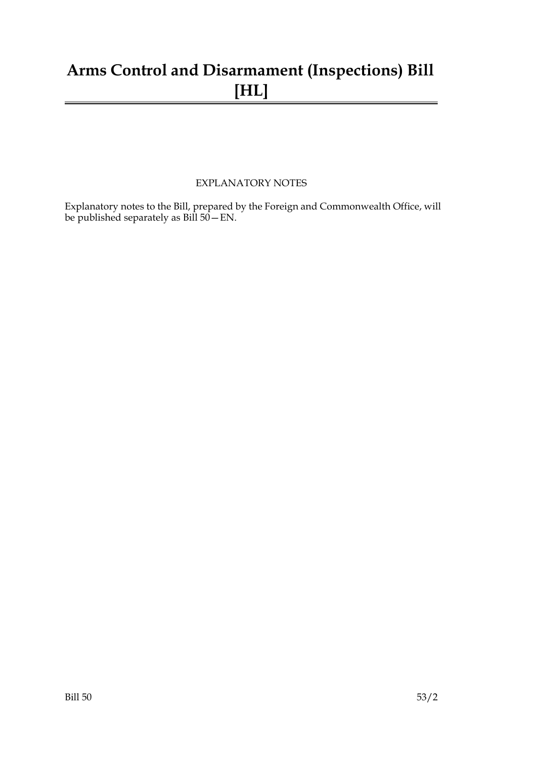# Arms Control and Disarmament (Inspections) Bill [HL]

EXPLANATORY NOTES

Explanatory notes to the Bill, prepared by the Foreign and Commonwealth Office, will be published separately as Bill 50—EN.

Bill 50 53/2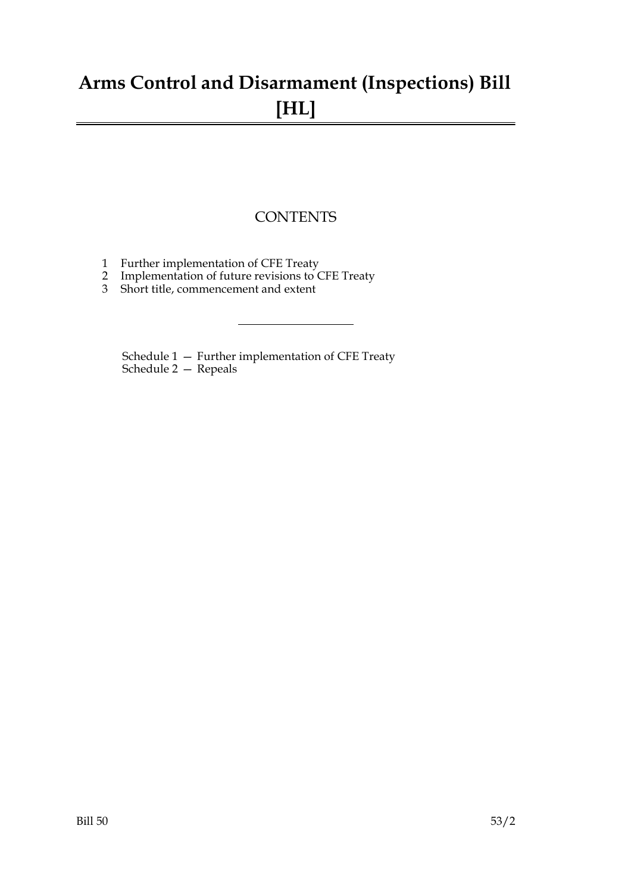# Arms Control and Disarmament (Inspections) Bill [HL]

## CONTENTS

1 Further implementation of CFE Treaty
2 Implementation of future revisions to CFE Treaty
3 Short title, commencement and extent

Schedule 1 — Further implementation of CFE Treaty
Schedule 2 — Repeals

Bill 50 53/2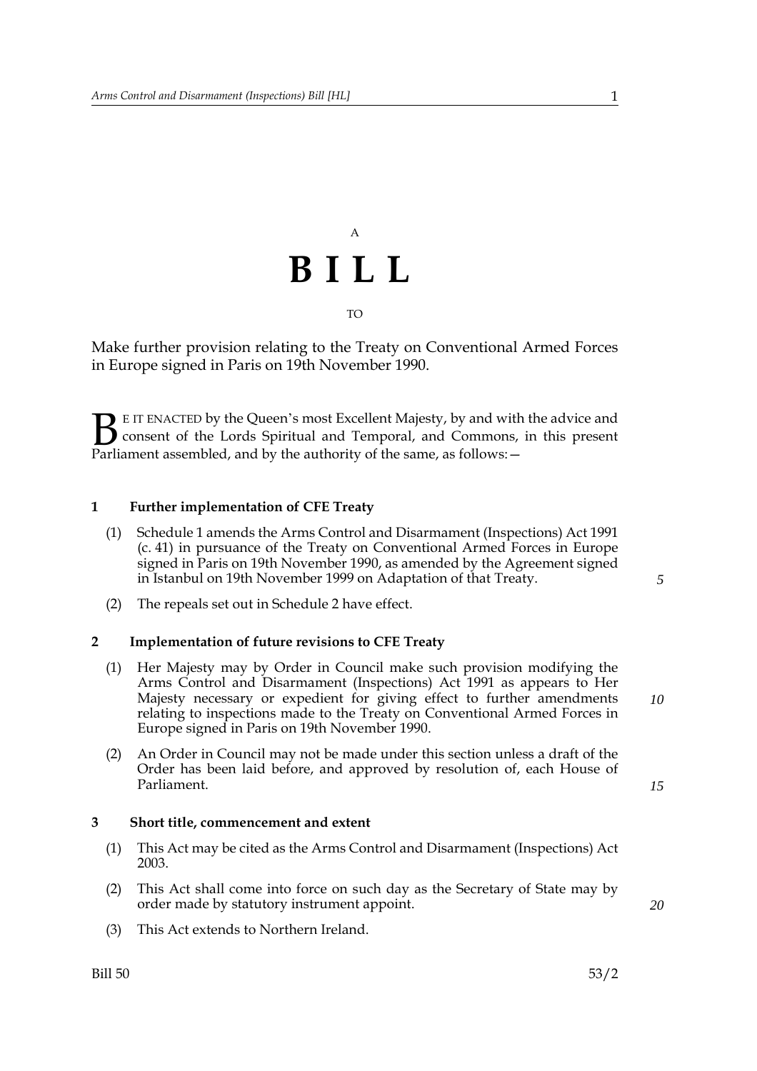A

# B I L L

TO

Make further provision relating to the Treaty on Conventional Armed Forces in Europe signed in Paris on 19th November 1990.

BE IT ENACTED by the Queen's most Excellent Majesty, by and with the advice and consent of the Lords Spiritual and Temporal, and Commons, in this present Parliament assembled, and by the authority of the same, as follows:—

### 1 Further implementation of CFE Treaty

(1) Schedule 1 amends the Arms Control and Disarmament (Inspections) Act 1991 (c. 41) in pursuance of the Treaty on Conventional Armed Forces in Europe signed in Paris on 19th November 1990, as amended by the Agreement signed in Istanbul on 19th November 1999 on Adaptation of that Treaty.

(2) The repeals set out in Schedule 2 have effect.

### 2 Implementation of future revisions to CFE Treaty

(1) Her Majesty may by Order in Council make such provision modifying the Arms Control and Disarmament (Inspections) Act 1991 as appears to Her Majesty necessary or expedient for giving effect to further amendments relating to inspections made to the Treaty on Conventional Armed Forces in Europe signed in Paris on 19th November 1990.

(2) An Order in Council may not be made under this section unless a draft of the Order has been laid before, and approved by resolution of, each House of Parliament.

### 3 Short title, commencement and extent

(1) This Act may be cited as the Arms Control and Disarmament (Inspections) Act 2003.

(2) This Act shall come into force on such day as the Secretary of State may by order made by statutory instrument appoint.

(3) This Act extends to Northern Ireland.

Bill 50 53/2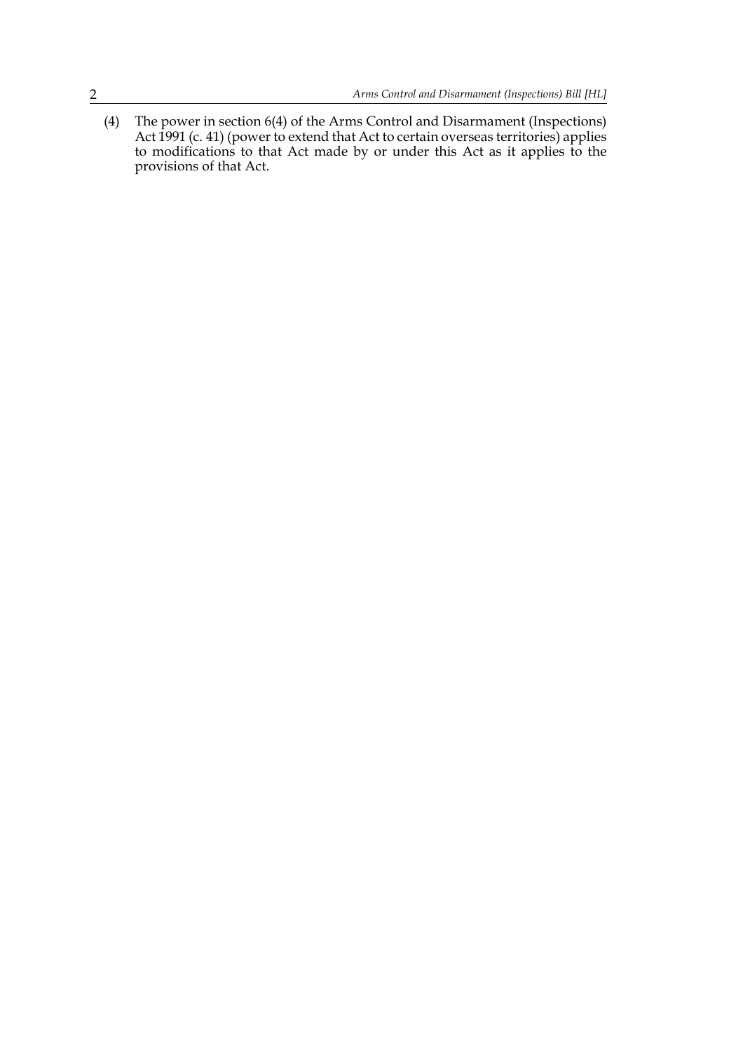(4) The power in section 6(4) of the Arms Control and Disarmament (Inspections) Act 1991 (c. 41) (power to extend that Act to certain overseas territories) applies to modifications to that Act made by or under this Act as it applies to the provisions of that Act.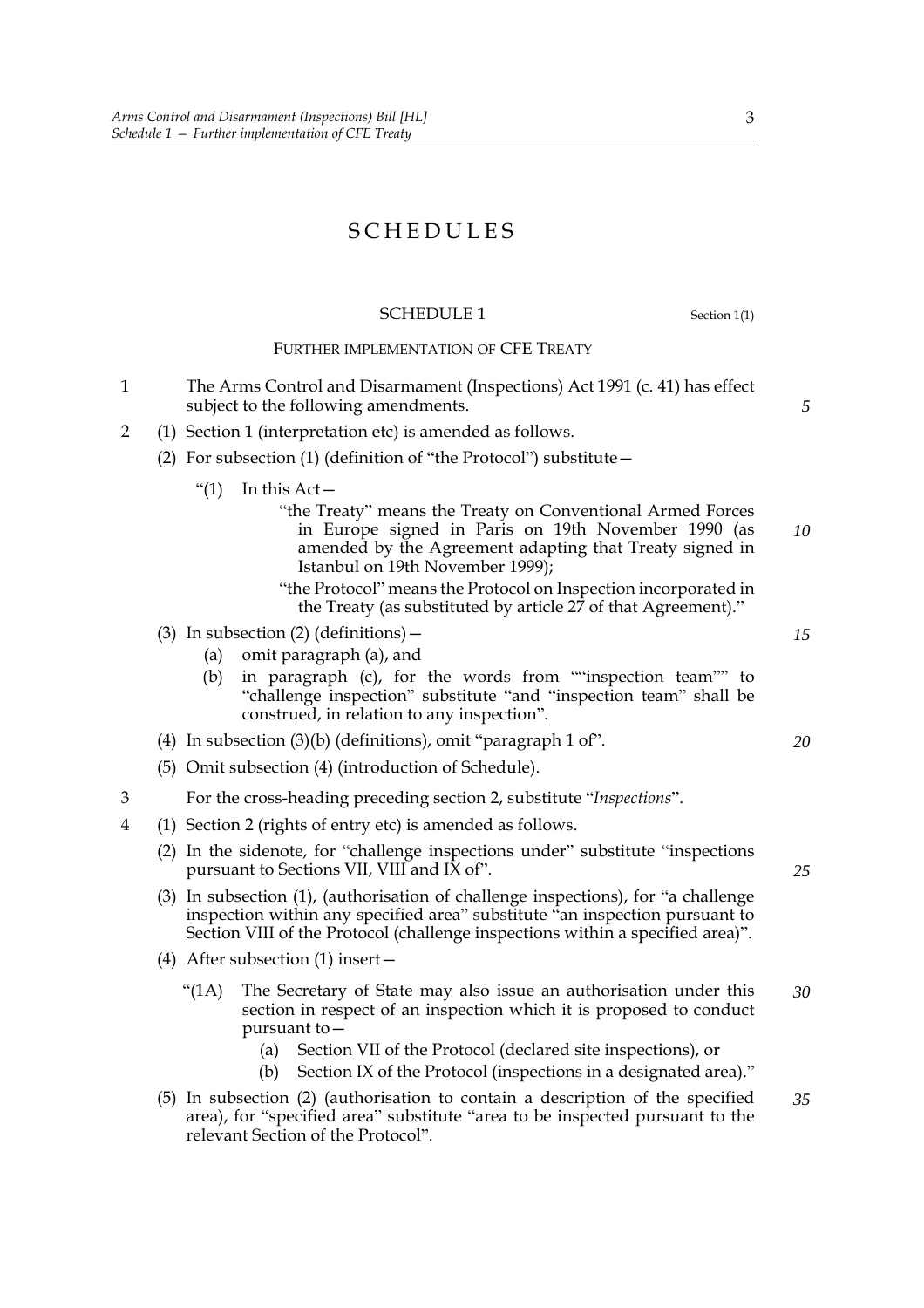# SCHEDULES

## SCHEDULE 1

Section 1(1)

### FURTHER IMPLEMENTATION OF CFE TREATY

1 The Arms Control and Disarmament (Inspections) Act 1991 (c. 41) has effect subject to the following amendments.

2 (1) Section 1 (interpretation etc) is amended as follows.

(2) For subsection (1) (definition of "the Protocol") substitute—

"(1) In this Act—

"the Treaty" means the Treaty on Conventional Armed Forces in Europe signed in Paris on 19th November 1990 (as amended by the Agreement adapting that Treaty signed in Istanbul on 19th November 1999);

"the Protocol" means the Protocol on Inspection incorporated in the Treaty (as substituted by article 27 of that Agreement)."

(3) In subsection (2) (definitions)—

(a) omit paragraph (a), and

(b) in paragraph (c), for the words from ""inspection team"" to "challenge inspection" substitute "and "inspection team" shall be construed, in relation to any inspection".

(4) In subsection (3)(b) (definitions), omit "paragraph 1 of".

(5) Omit subsection (4) (introduction of Schedule).

3 For the cross-heading preceding section 2, substitute "*Inspections*".

4 (1) Section 2 (rights of entry etc) is amended as follows.

(2) In the sidenote, for "challenge inspections under" substitute "inspections pursuant to Sections VII, VIII and IX of".

(3) In subsection (1), (authorisation of challenge inspections), for "a challenge inspection within any specified area" substitute "an inspection pursuant to Section VIII of the Protocol (challenge inspections within a specified area)".

(4) After subsection (1) insert—

"(1A) The Secretary of State may also issue an authorisation under this section in respect of an inspection which it is proposed to conduct pursuant to—

(a) Section VII of the Protocol (declared site inspections), or

(b) Section IX of the Protocol (inspections in a designated area)."

(5) In subsection (2) (authorisation to contain a description of the specified area), for "specified area" substitute "area to be inspected pursuant to the relevant Section of the Protocol".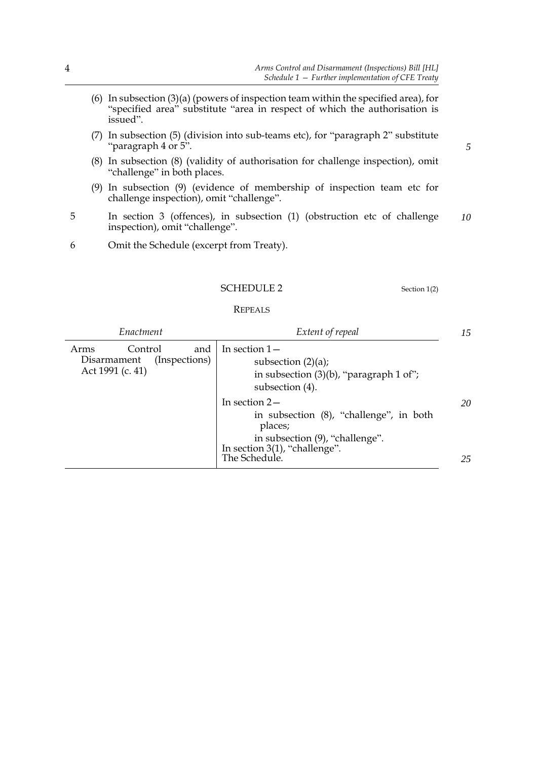(6) In subsection (3)(a) (powers of inspection team within the specified area), for "specified area" substitute "area in respect of which the authorisation is issued".

(7) In subsection (5) (division into sub-teams etc), for "paragraph 2" substitute "paragraph 4 or 5".

(8) In subsection (8) (validity of authorisation for challenge inspection), omit "challenge" in both places.

(9) In subsection (9) (evidence of membership of inspection team etc for challenge inspection), omit "challenge".

5 In section 3 (offences), in subsection (1) (obstruction etc of challenge inspection), omit "challenge".

6 Omit the Schedule (excerpt from Treaty).

## SCHEDULE 2

Section 1(2)

### REPEALS

| *Enactment* | *Extent of repeal* |
|---|---|
| Arms Control and Disarmament (Inspections) Act 1991 (c. 41) | In section 1— subsection (2)(a); in subsection (3)(b), "paragraph 1 of"; subsection (4). |
| | In section 2— in subsection (8), "challenge", in both places; in subsection (9), "challenge". |
| | In section 3(1), "challenge". |
| | The Schedule. |